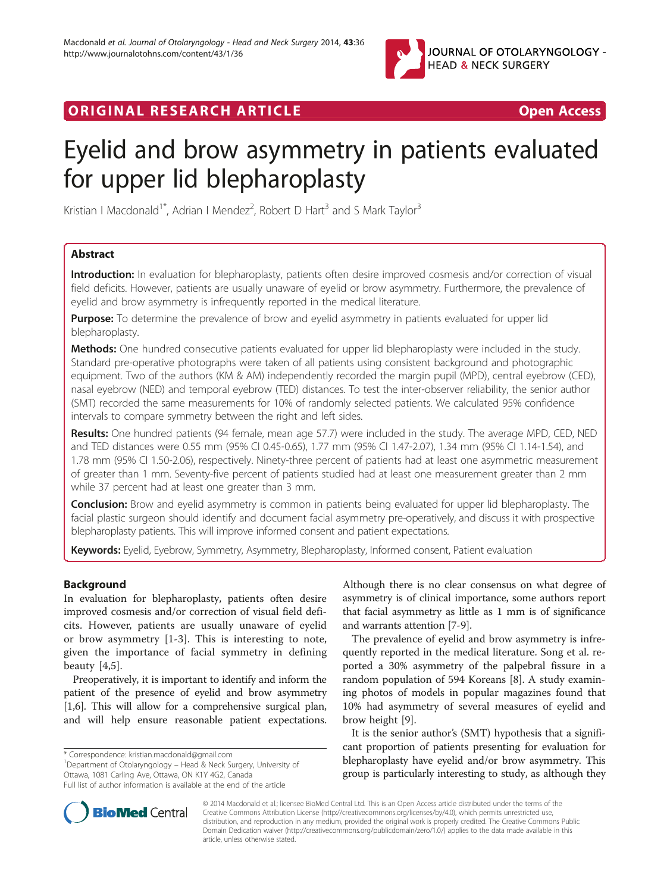ORIGINAL RESEARCH ARTICLE Open Access

# Eyelid and brow asymmetry in patients evaluated for upper lid blepharoplasty

Kristian I Macdonald[1*], Adrian I Mendez[2], Robert D Hart[3] and S Mark Taylor[3]

## Abstract

**Introduction:** In evaluation for blepharoplasty, patients often desire improved cosmesis and/or correction of visual field deficits. However, patients are usually unaware of eyelid or brow asymmetry. Furthermore, the prevalence of eyelid and brow asymmetry is infrequently reported in the medical literature.

**Purpose:** To determine the prevalence of brow and eyelid asymmetry in patients evaluated for upper lid blepharoplasty.

**Methods:** One hundred consecutive patients evaluated for upper lid blepharoplasty were included in the study. Standard pre-operative photographs were taken of all patients using consistent background and photographic equipment. Two of the authors (KM & AM) independently recorded the margin pupil (MPD), central eyebrow (CED), nasal eyebrow (NED) and temporal eyebrow (TED) distances. To test the inter-observer reliability, the senior author (SMT) recorded the same measurements for 10% of randomly selected patients. We calculated 95% confidence intervals to compare symmetry between the right and left sides.

**Results:** One hundred patients (94 female, mean age 57.7) were included in the study. The average MPD, CED, NED and TED distances were 0.55 mm (95% CI 0.45-0.65), 1.77 mm (95% CI 1.47-2.07), 1.34 mm (95% CI 1.14-1.54), and 1.78 mm (95% CI 1.50-2.06), respectively. Ninety-three percent of patients had at least one asymmetric measurement of greater than 1 mm. Seventy-five percent of patients studied had at least one measurement greater than 2 mm while 37 percent had at least one greater than 3 mm.

**Conclusion:** Brow and eyelid asymmetry is common in patients being evaluated for upper lid blepharoplasty. The facial plastic surgeon should identify and document facial asymmetry pre-operatively, and discuss it with prospective blepharoplasty patients. This will improve informed consent and patient expectations.

**Keywords:** Eyelid, Eyebrow, Symmetry, Asymmetry, Blepharoplasty, Informed consent, Patient evaluation

## Background

In evaluation for blepharoplasty, patients often desire improved cosmesis and/or correction of visual field deficits. However, patients are usually unaware of eyelid or brow asymmetry [1-3]. This is interesting to note, given the importance of facial symmetry in defining beauty [4,5].

Preoperatively, it is important to identify and inform the patient of the presence of eyelid and brow asymmetry [1,6]. This will allow for a comprehensive surgical plan, and will help ensure reasonable patient expectations. Although there is no clear consensus on what degree of asymmetry is of clinical importance, some authors report that facial asymmetry as little as 1 mm is of significance and warrants attention [7-9].

The prevalence of eyelid and brow asymmetry is infrequently reported in the medical literature. Song et al. reported a 30% asymmetry of the palpebral fissure in a random population of 594 Koreans [8]. A study examining photos of models in popular magazines found that 10% had asymmetry of several measures of eyelid and brow height [9].

It is the senior author's (SMT) hypothesis that a significant proportion of patients presenting for evaluation for blepharoplasty have eyelid and/or brow asymmetry. This group is particularly interesting to study, as although they

\* Correspondence: kristian.macdonald@gmail.com
[1]Department of Otolaryngology – Head & Neck Surgery, University of Ottawa, 1081 Carling Ave, Ottawa, ON K1Y 4G2, Canada
Full list of author information is available at the end of the article

© 2014 Macdonald et al.; licensee BioMed Central Ltd. This is an Open Access article distributed under the terms of the Creative Commons Attribution License (http://creativecommons.org/licenses/by/4.0), which permits unrestricted use, distribution, and reproduction in any medium, provided the original work is properly credited. The Creative Commons Public Domain Dedication waiver (http://creativecommons.org/publicdomain/zero/1.0/) applies to the data made available in this article, unless otherwise stated.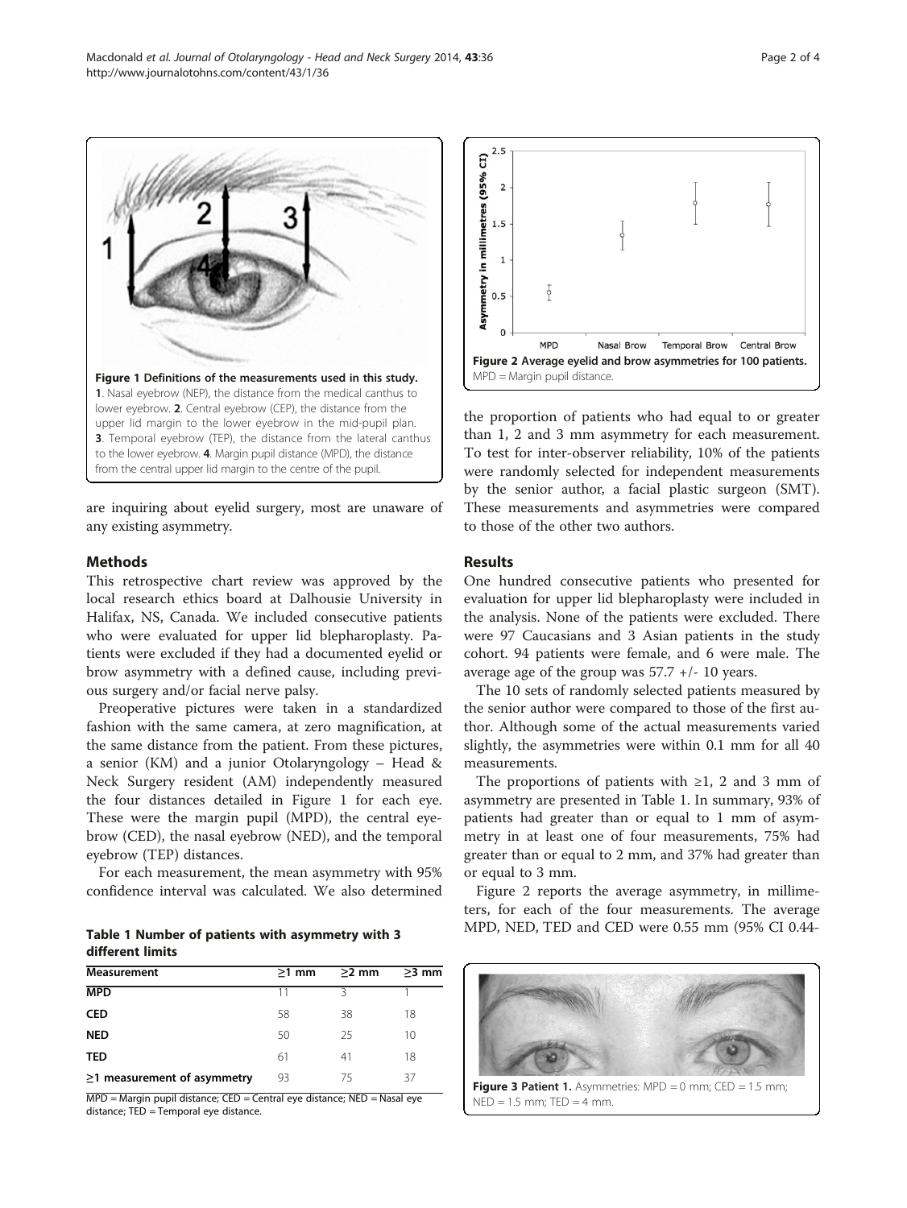Figure 1 Definitions of the measurements used in this study. 1. Nasal eyebrow (NEP), the distance from the medical canthus to lower eyebrow. 2. Central eyebrow (CEP), the distance from the upper lid margin to the lower eyebrow in the mid-pupil plan. 3. Temporal eyebrow (TEP), the distance from the lateral canthus to the lower eyebrow. 4. Margin pupil distance (MPD), the distance from the central upper lid margin to the centre of the pupil.

are inquiring about eyelid surgery, most are unaware of any existing asymmetry.

## Methods

This retrospective chart review was approved by the local research ethics board at Dalhousie University in Halifax, NS, Canada. We included consecutive patients who were evaluated for upper lid blepharoplasty. Patients were excluded if they had a documented eyelid or brow asymmetry with a defined cause, including previous surgery and/or facial nerve palsy.

Preoperative pictures were taken in a standardized fashion with the same camera, at zero magnification, at the same distance from the patient. From these pictures, a senior (KM) and a junior Otolaryngology – Head & Neck Surgery resident (AM) independently measured the four distances detailed in Figure 1 for each eye. These were the margin pupil (MPD), the central eyebrow (CED), the nasal eyebrow (NED), and the temporal eyebrow (TEP) distances.

For each measurement, the mean asymmetry with 95% confidence interval was calculated. We also determined the proportion of patients who had equal to or greater than 1, 2 and 3 mm asymmetry for each measurement. To test for inter-observer reliability, 10% of the patients were randomly selected for independent measurements by the senior author, a facial plastic surgeon (SMT). These measurements and asymmetries were compared to those of the other two authors.

**Table 1 Number of patients with asymmetry with 3 different limits**

| Measurement | ≥1 mm | ≥2 mm | ≥3 mm |
|---|---|---|---|
| MPD | 11 | 3 | 1 |
| CED | 58 | 38 | 18 |
| NED | 50 | 25 | 10 |
| TED | 61 | 41 | 18 |
| ≥1 measurement of asymmetry | 93 | 75 | 37 |

MPD = Margin pupil distance; CED = Central eye distance; NED = Nasal eye distance; TED = Temporal eye distance.

Figure 2 Average eyelid and brow asymmetries for 100 patients. MPD = Margin pupil distance.

## Results

One hundred consecutive patients who presented for evaluation for upper lid blepharoplasty were included in the analysis. None of the patients were excluded. There were 97 Caucasians and 3 Asian patients in the study cohort. 94 patients were female, and 6 were male. The average age of the group was 57.7 +/- 10 years.

The 10 sets of randomly selected patients measured by the senior author were compared to those of the first author. Although some of the actual measurements varied slightly, the asymmetries were within 0.1 mm for all 40 measurements.

The proportions of patients with ≥1, 2 and 3 mm of asymmetry are presented in Table 1. In summary, 93% of patients had greater than or equal to 1 mm of asymmetry in at least one of four measurements, 75% had greater than or equal to 2 mm, and 37% had greater than or equal to 3 mm.

Figure 2 reports the average asymmetry, in millimeters, for each of the four measurements. The average MPD, NED, TED and CED were 0.55 mm (95% CI 0.44-

Figure 3 Patient 1. Asymmetries: MPD = 0 mm; CED = 1.5 mm; NED = 1.5 mm; TED = 4 mm.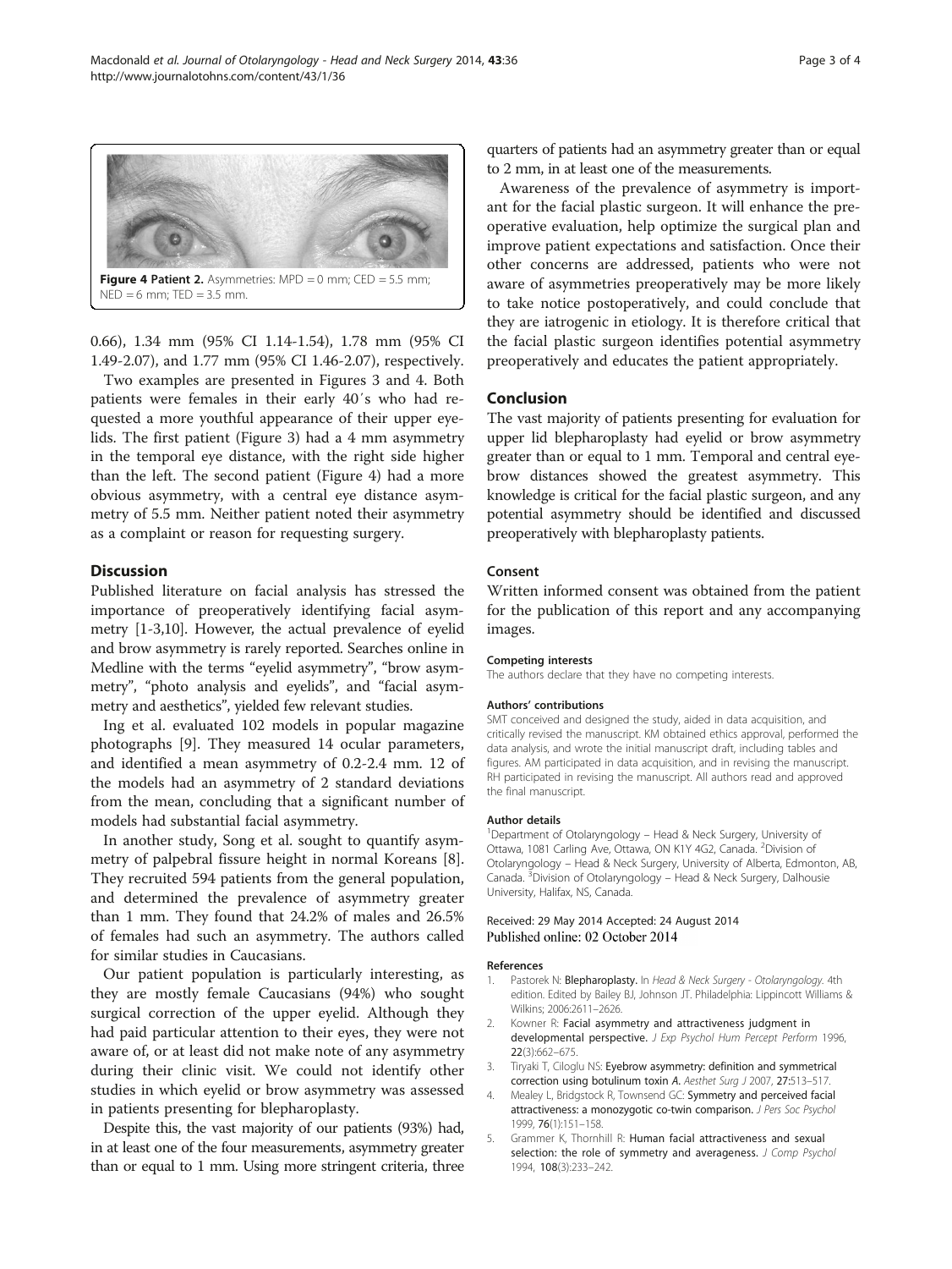Figure 4 Patient 2. Asymmetries: MPD = 0 mm; CED = 5.5 mm; NED = 6 mm; TED = 3.5 mm.

0.66), 1.34 mm (95% CI 1.14-1.54), 1.78 mm (95% CI 1.49-2.07), and 1.77 mm (95% CI 1.46-2.07), respectively.

Two examples are presented in Figures 3 and 4. Both patients were females in their early 40′s who had requested a more youthful appearance of their upper eyelids. The first patient (Figure 3) had a 4 mm asymmetry in the temporal eye distance, with the right side higher than the left. The second patient (Figure 4) had a more obvious asymmetry, with a central eye distance asymmetry of 5.5 mm. Neither patient noted their asymmetry as a complaint or reason for requesting surgery.

## Discussion

Published literature on facial analysis has stressed the importance of preoperatively identifying facial asymmetry [1-3,10]. However, the actual prevalence of eyelid and brow asymmetry is rarely reported. Searches online in Medline with the terms "eyelid asymmetry", "brow asymmetry", "photo analysis and eyelids", and "facial asymmetry and aesthetics", yielded few relevant studies.

Ing et al. evaluated 102 models in popular magazine photographs [9]. They measured 14 ocular parameters, and identified a mean asymmetry of 0.2-2.4 mm. 12 of the models had an asymmetry of 2 standard deviations from the mean, concluding that a significant number of models had substantial facial asymmetry.

In another study, Song et al. sought to quantify asymmetry of palpebral fissure height in normal Koreans [8]. They recruited 594 patients from the general population, and determined the prevalence of asymmetry greater than 1 mm. They found that 24.2% of males and 26.5% of females had such an asymmetry. The authors called for similar studies in Caucasians.

Our patient population is particularly interesting, as they are mostly female Caucasians (94%) who sought surgical correction of the upper eyelid. Although they had paid particular attention to their eyes, they were not aware of, or at least did not make note of any asymmetry during their clinic visit. We could not identify other studies in which eyelid or brow asymmetry was assessed in patients presenting for blepharoplasty.

Despite this, the vast majority of our patients (93%) had, in at least one of the four measurements, asymmetry greater than or equal to 1 mm. Using more stringent criteria, three quarters of patients had an asymmetry greater than or equal to 2 mm, in at least one of the measurements.

Awareness of the prevalence of asymmetry is important for the facial plastic surgeon. It will enhance the preoperative evaluation, help optimize the surgical plan and improve patient expectations and satisfaction. Once their other concerns are addressed, patients who were not aware of asymmetries preoperatively may be more likely to take notice postoperatively, and could conclude that they are iatrogenic in etiology. It is therefore critical that the facial plastic surgeon identifies potential asymmetry preoperatively and educates the patient appropriately.

## Conclusion

The vast majority of patients presenting for evaluation for upper lid blepharoplasty had eyelid or brow asymmetry greater than or equal to 1 mm. Temporal and central eyebrow distances showed the greatest asymmetry. This knowledge is critical for the facial plastic surgeon, and any potential asymmetry should be identified and discussed preoperatively with blepharoplasty patients.

## Consent

Written informed consent was obtained from the patient for the publication of this report and any accompanying images.

#### Competing interests

The authors declare that they have no competing interests.

#### Authors' contributions

SMT conceived and designed the study, aided in data acquisition, and critically revised the manuscript. KM obtained ethics approval, performed the data analysis, and wrote the initial manuscript draft, including tables and figures. AM participated in data acquisition, and in revising the manuscript. RH participated in revising the manuscript. All authors read and approved the final manuscript.

#### Author details

[1]Department of Otolaryngology – Head & Neck Surgery, University of Ottawa, 1081 Carling Ave, Ottawa, ON K1Y 4G2, Canada. [2]Division of Otolaryngology – Head & Neck Surgery, University of Alberta, Edmonton, AB, Canada. [3]Division of Otolaryngology – Head & Neck Surgery, Dalhousie University, Halifax, NS, Canada.

Received: 29 May 2014 Accepted: 24 August 2014
Published online: 02 October 2014

#### References

1. Pastorek N: **Blepharoplasty.** In *Head & Neck Surgery - Otolaryngology.* 4th edition. Edited by Bailey BJ, Johnson JT. Philadelphia: Lippincott Williams & Wilkins; 2006:2611–2626.
2. Kowner R: **Facial asymmetry and attractiveness judgment in developmental perspective.** *J Exp Psychol Hum Percept Perform* 1996, **22**(3):662–675.
3. Tiryaki T, Ciloglu NS: **Eyebrow asymmetry: definition and symmetrical correction using botulinum toxin A.** *Aesthet Surg J* 2007, **27**:513–517.
4. Mealey L, Bridgstock R, Townsend GC: **Symmetry and perceived facial attractiveness: a monozygotic co-twin comparison.** *J Pers Soc Psychol* 1999, **76**(1):151–158.
5. Grammer K, Thornhill R: **Human facial attractiveness and sexual selection: the role of symmetry and averageness.** *J Comp Psychol* 1994, **108**(3):233–242.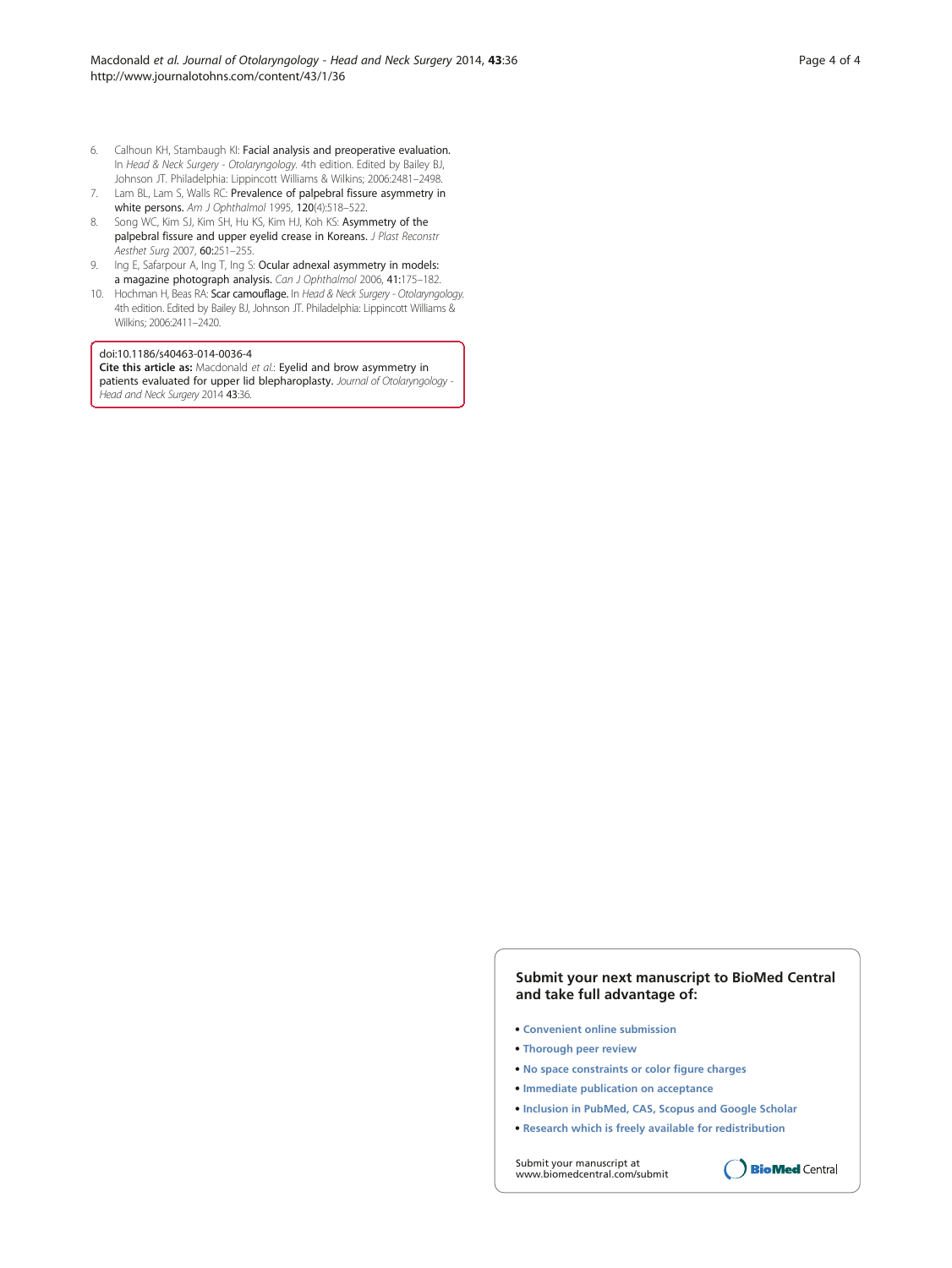6. Calhoun KH, Stambaugh KI: **Facial analysis and preoperative evaluation.** In *Head & Neck Surgery - Otolaryngology.* 4th edition. Edited by Bailey BJ, Johnson JT. Philadelphia: Lippincott Williams & Wilkins; 2006:2481–2498.
7. Lam BL, Lam S, Walls RC: **Prevalence of palpebral fissure asymmetry in white persons.** *Am J Ophthalmol* 1995, **120**(4):518–522.
8. Song WC, Kim SJ, Kim SH, Hu KS, Kim HJ, Koh KS: **Asymmetry of the palpebral fissure and upper eyelid crease in Koreans.** *J Plast Reconstr Aesthet Surg* 2007, **60**:251–255.
9. Ing E, Safarpour A, Ing T, Ing S: **Ocular adnexal asymmetry in models: a magazine photograph analysis.** *Can J Ophthalmol* 2006, **41**:175–182.
10. Hochman H, Beas RA: **Scar camouflage.** In *Head & Neck Surgery - Otolaryngology.* 4th edition. Edited by Bailey BJ, Johnson JT. Philadelphia: Lippincott Williams & Wilkins; 2006:2411–2420.

doi:10.1186/s40463-014-0036-4

**Cite this article as:** Macdonald *et al.*: Eyelid and brow asymmetry in patients evaluated for upper lid blepharoplasty. *Journal of Otolaryngology - Head and Neck Surgery* 2014 **43**:36.

**Submit your next manuscript to BioMed Central and take full advantage of:**

- **Convenient online submission**
- **Thorough peer review**
- **No space constraints or color figure charges**
- **Immediate publication on acceptance**
- **Inclusion in PubMed, CAS, Scopus and Google Scholar**
- **Research which is freely available for redistribution**

Submit your manuscript at
www.biomedcentral.com/submit

BioMed Central